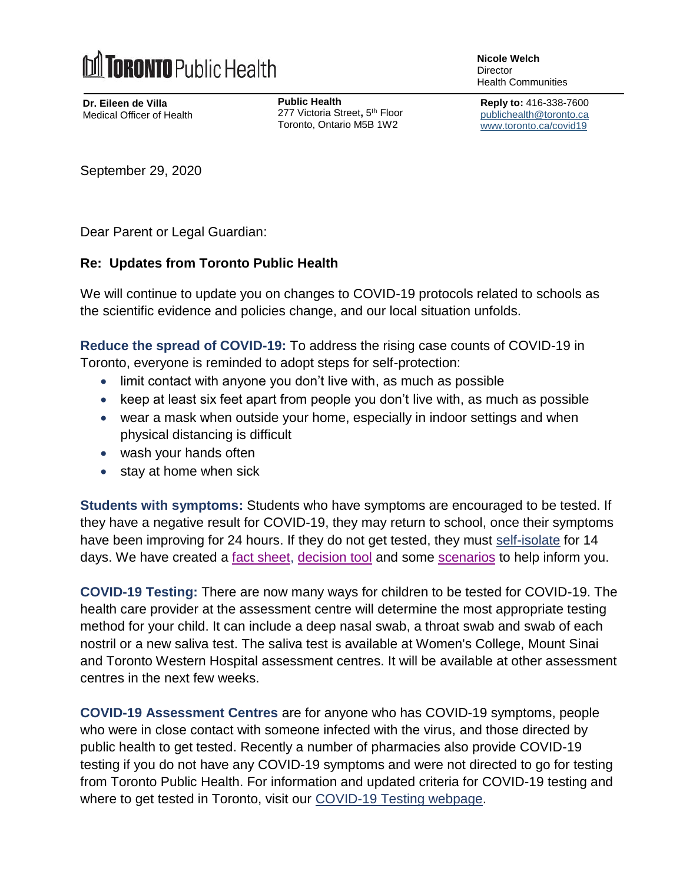**TORONTO** Public Health

**Nicole Welch**
Director
Health Communities

**Dr. Eileen de Villa**
Medical Officer of Health

**Public Health**
277 Victoria Street, 5th Floor
Toronto, Ontario M5B 1W2

**Reply to:** 416-338-7600
publichealth@toronto.ca
www.toronto.ca/covid19

September 29, 2020

Dear Parent or Legal Guardian:

**Re: Updates from Toronto Public Health**

We will continue to update you on changes to COVID-19 protocols related to schools as the scientific evidence and policies change, and our local situation unfolds.

**Reduce the spread of COVID-19:** To address the rising case counts of COVID-19 in Toronto, everyone is reminded to adopt steps for self-protection:

- limit contact with anyone you don't live with, as much as possible
- keep at least six feet apart from people you don't live with, as much as possible
- wear a mask when outside your home, especially in indoor settings and when physical distancing is difficult
- wash your hands often
- stay at home when sick

**Students with symptoms:** Students who have symptoms are encouraged to be tested. If they have a negative result for COVID-19, they may return to school, once their symptoms have been improving for 24 hours. If they do not get tested, they must self-isolate for 14 days. We have created a fact sheet, decision tool and some scenarios to help inform you.

**COVID-19 Testing:** There are now many ways for children to be tested for COVID-19. The health care provider at the assessment centre will determine the most appropriate testing method for your child. It can include a deep nasal swab, a throat swab and swab of each nostril or a new saliva test. The saliva test is available at Women's College, Mount Sinai and Toronto Western Hospital assessment centres. It will be available at other assessment centres in the next few weeks.

**COVID-19 Assessment Centres** are for anyone who has COVID-19 symptoms, people who were in close contact with someone infected with the virus, and those directed by public health to get tested. Recently a number of pharmacies also provide COVID-19 testing if you do not have any COVID-19 symptoms and were not directed to go for testing from Toronto Public Health. For information and updated criteria for COVID-19 testing and where to get tested in Toronto, visit our COVID-19 Testing webpage.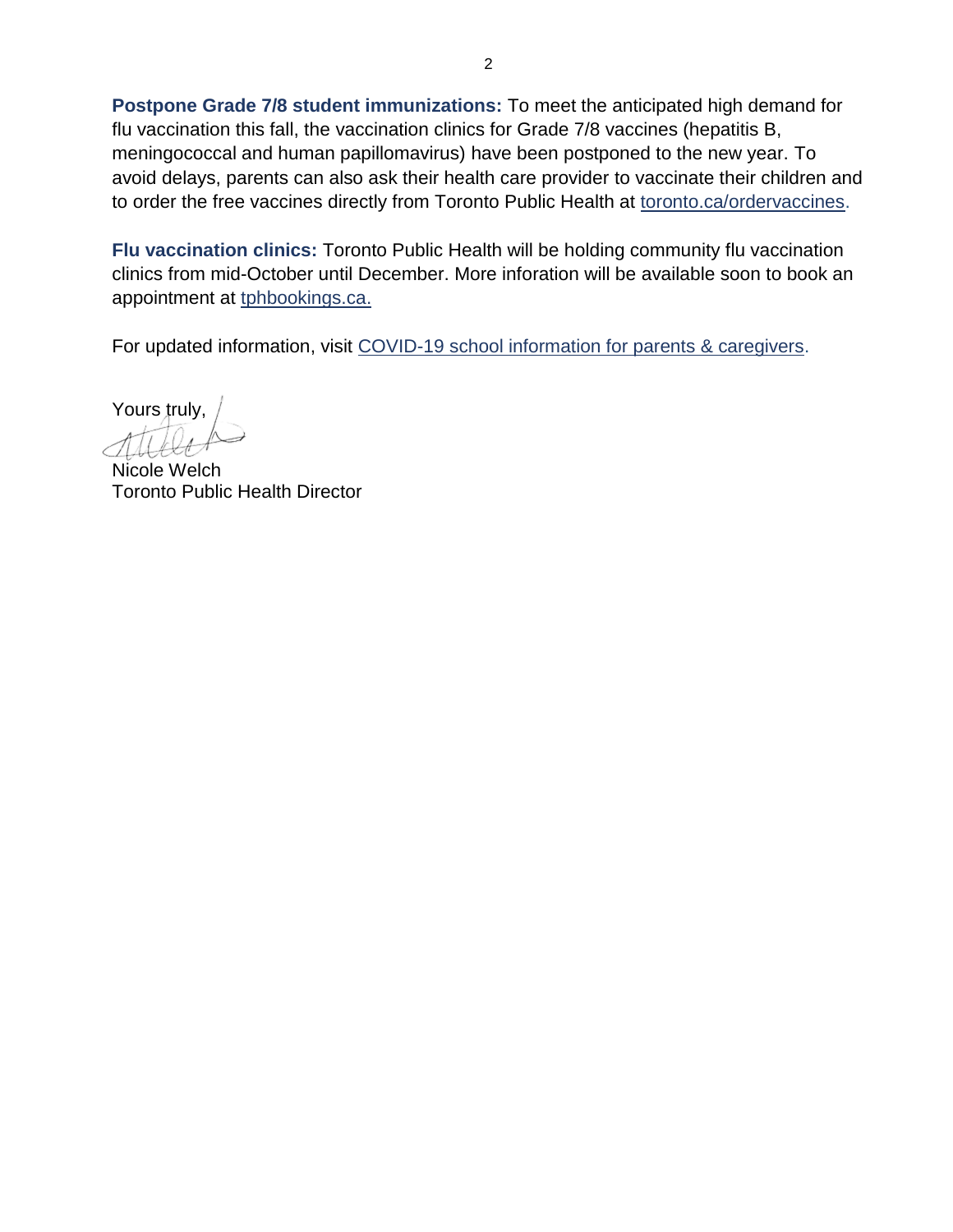**Postpone Grade 7/8 student immunizations:** To meet the anticipated high demand for flu vaccination this fall, the vaccination clinics for Grade 7/8 vaccines (hepatitis B, meningococcal and human papillomavirus) have been postponed to the new year. To avoid delays, parents can also ask their health care provider to vaccinate their children and to order the free vaccines directly from Toronto Public Health at toronto.ca/ordervaccines.

**Flu vaccination clinics:** Toronto Public Health will be holding community flu vaccination clinics from mid-October until December. More inforation will be available soon to book an appointment at tphbookings.ca.

For updated information, visit COVID-19 school information for parents & caregivers.

Yours truly,

Nicole Welch
Toronto Public Health Director